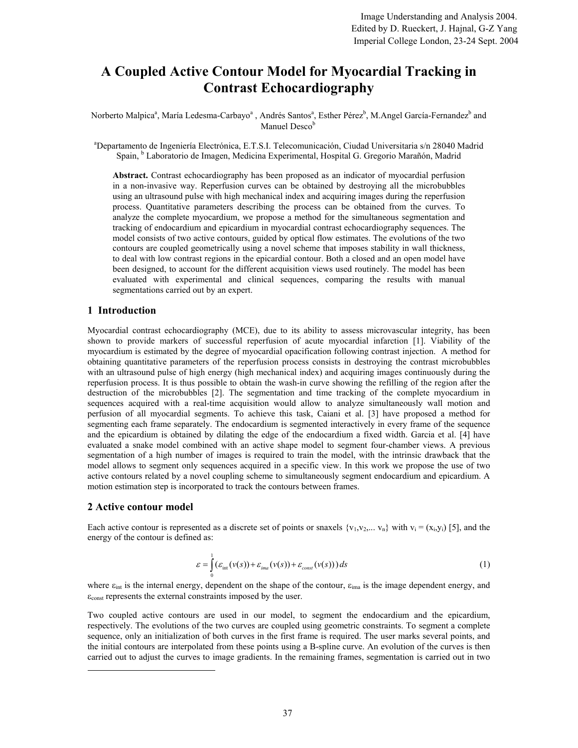# A Coupled Active Contour Model for Myocardial Tracking in Contrast Echocardiography

Norberto Malpica[a], María Ledesma-Carbayo[a], Andrés Santos[a], Esther Pérez[b], M.Angel García-Fernandez[b] and Manuel Desco[b]

[a]Departamento de Ingeniería Electrónica, E.T.S.I. Telecomunicación, Ciudad Universitaria s/n 28040 Madrid Spain, [b] Laboratorio de Imagen, Medicina Experimental, Hospital G. Gregorio Marañón, Madrid

**Abstract.** Contrast echocardiography has been proposed as an indicator of myocardial perfusion in a non-invasive way. Reperfusion curves can be obtained by destroying all the microbubbles using an ultrasound pulse with high mechanical index and acquiring images during the reperfusion process. Quantitative parameters describing the process can be obtained from the curves. To analyze the complete myocardium, we propose a method for the simultaneous segmentation and tracking of endocardium and epicardium in myocardial contrast echocardiography sequences. The model consists of two active contours, guided by optical flow estimates. The evolutions of the two contours are coupled geometrically using a novel scheme that imposes stability in wall thickness, to deal with low contrast regions in the epicardial contour. Both a closed and an open model have been designed, to account for the different acquisition views used routinely. The model has been evaluated with experimental and clinical sequences, comparing the results with manual segmentations carried out by an expert.

## 1 Introduction

Myocardial contrast echocardiography (MCE), due to its ability to assess microvascular integrity, has been shown to provide markers of successful reperfusion of acute myocardial infarction [1]. Viability of the myocardium is estimated by the degree of myocardial opacification following contrast injection. A method for obtaining quantitative parameters of the reperfusion process consists in destroying the contrast microbubbles with an ultrasound pulse of high energy (high mechanical index) and acquiring images continuously during the reperfusion process. It is thus possible to obtain the wash-in curve showing the refilling of the region after the destruction of the microbubbles [2]. The segmentation and time tracking of the complete myocardium in sequences acquired with a real-time acquisition would allow to analyze simultaneously wall motion and perfusion of all myocardial segments. To achieve this task, Caiani et al. [3] have proposed a method for segmenting each frame separately. The endocardium is segmented interactively in every frame of the sequence and the epicardium is obtained by dilating the edge of the endocardium a fixed width. Garcia et al. [4] have evaluated a snake model combined with an active shape model to segment four-chamber views. A previous segmentation of a high number of images is required to train the model, with the intrinsic drawback that the model allows to segment only sequences acquired in a specific view. In this work we propose the use of two active contours related by a novel coupling scheme to simultaneously segment endocardium and epicardium. A motion estimation step is incorporated to track the contours between frames.

## 2 Active contour model

Each active contour is represented as a discrete set of points or snaxels $\{v_1, v_2, \dots v_n\}$ with $v_i = (x_i, y_i)$ [5], and the energy of the contour is defined as:

$$\varepsilon = \int_0^1 (\varepsilon_{int}(v(s)) + \varepsilon_{ima}(v(s)) + \varepsilon_{const}(v(s)))\, ds \tag{1}$$

where $\varepsilon_{int}$ is the internal energy, dependent on the shape of the contour, $\varepsilon_{ima}$ is the image dependent energy, and $\varepsilon_{const}$ represents the external constraints imposed by the user.

Two coupled active contours are used in our model, to segment the endocardium and the epicardium, respectively. The evolutions of the two curves are coupled using geometric constraints. To segment a complete sequence, only an initialization of both curves in the first frame is required. The user marks several points, and the initial contours are interpolated from these points using a B-spline curve. An evolution of the curves is then carried out to adjust the curves to image gradients. In the remaining frames, segmentation is carried out in two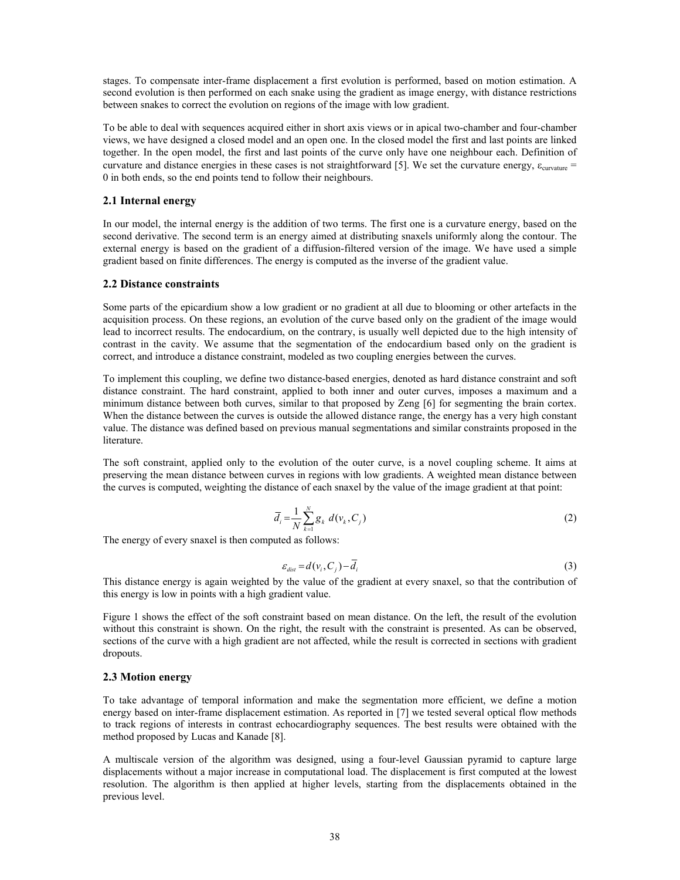stages. To compensate inter-frame displacement a first evolution is performed, based on motion estimation. A second evolution is then performed on each snake using the gradient as image energy, with distance restrictions between snakes to correct the evolution on regions of the image with low gradient.

To be able to deal with sequences acquired either in short axis views or in apical two-chamber and four-chamber views, we have designed a closed model and an open one. In the closed model the first and last points are linked together. In the open model, the first and last points of the curve only have one neighbour each. Definition of curvature and distance energies in these cases is not straightforward [5]. We set the curvature energy, $\varepsilon_{curvature} = 0$ in both ends, so the end points tend to follow their neighbours.

### 2.1 Internal energy

In our model, the internal energy is the addition of two terms. The first one is a curvature energy, based on the second derivative. The second term is an energy aimed at distributing snaxels uniformly along the contour. The external energy is based on the gradient of a diffusion-filtered version of the image. We have used a simple gradient based on finite differences. The energy is computed as the inverse of the gradient value.

### 2.2 Distance constraints

Some parts of the epicardium show a low gradient or no gradient at all due to blooming or other artefacts in the acquisition process. On these regions, an evolution of the curve based only on the gradient of the image would lead to incorrect results. The endocardium, on the contrary, is usually well depicted due to the high intensity of contrast in the cavity. We assume that the segmentation of the endocardium based only on the gradient is correct, and introduce a distance constraint, modeled as two coupling energies between the curves.

To implement this coupling, we define two distance-based energies, denoted as hard distance constraint and soft distance constraint. The hard constraint, applied to both inner and outer curves, imposes a maximum and a minimum distance between both curves, similar to that proposed by Zeng [6] for segmenting the brain cortex. When the distance between the curves is outside the allowed distance range, the energy has a very high constant value. The distance was defined based on previous manual segmentations and similar constraints proposed in the literature.

The soft constraint, applied only to the evolution of the outer curve, is a novel coupling scheme. It aims at preserving the mean distance between curves in regions with low gradients. A weighted mean distance between the curves is computed, weighting the distance of each snaxel by the value of the image gradient at that point:

$$\overline{d}_i = \frac{1}{N}\sum_{k=1}^{N} g_k \; d(v_k, C_j) \tag{2}$$

The energy of every snaxel is then computed as follows:

$$\varepsilon_{dist} = d(v_i, C_j) - \overline{d}_i \tag{3}$$

This distance energy is again weighted by the value of the gradient at every snaxel, so that the contribution of this energy is low in points with a high gradient value.

Figure 1 shows the effect of the soft constraint based on mean distance. On the left, the result of the evolution without this constraint is shown. On the right, the result with the constraint is presented. As can be observed, sections of the curve with a high gradient are not affected, while the result is corrected in sections with gradient dropouts.

### 2.3 Motion energy

To take advantage of temporal information and make the segmentation more efficient, we define a motion energy based on inter-frame displacement estimation. As reported in [7] we tested several optical flow methods to track regions of interests in contrast echocardiography sequences. The best results were obtained with the method proposed by Lucas and Kanade [8].

A multiscale version of the algorithm was designed, using a four-level Gaussian pyramid to capture large displacements without a major increase in computational load. The displacement is first computed at the lowest resolution. The algorithm is then applied at higher levels, starting from the displacements obtained in the previous level.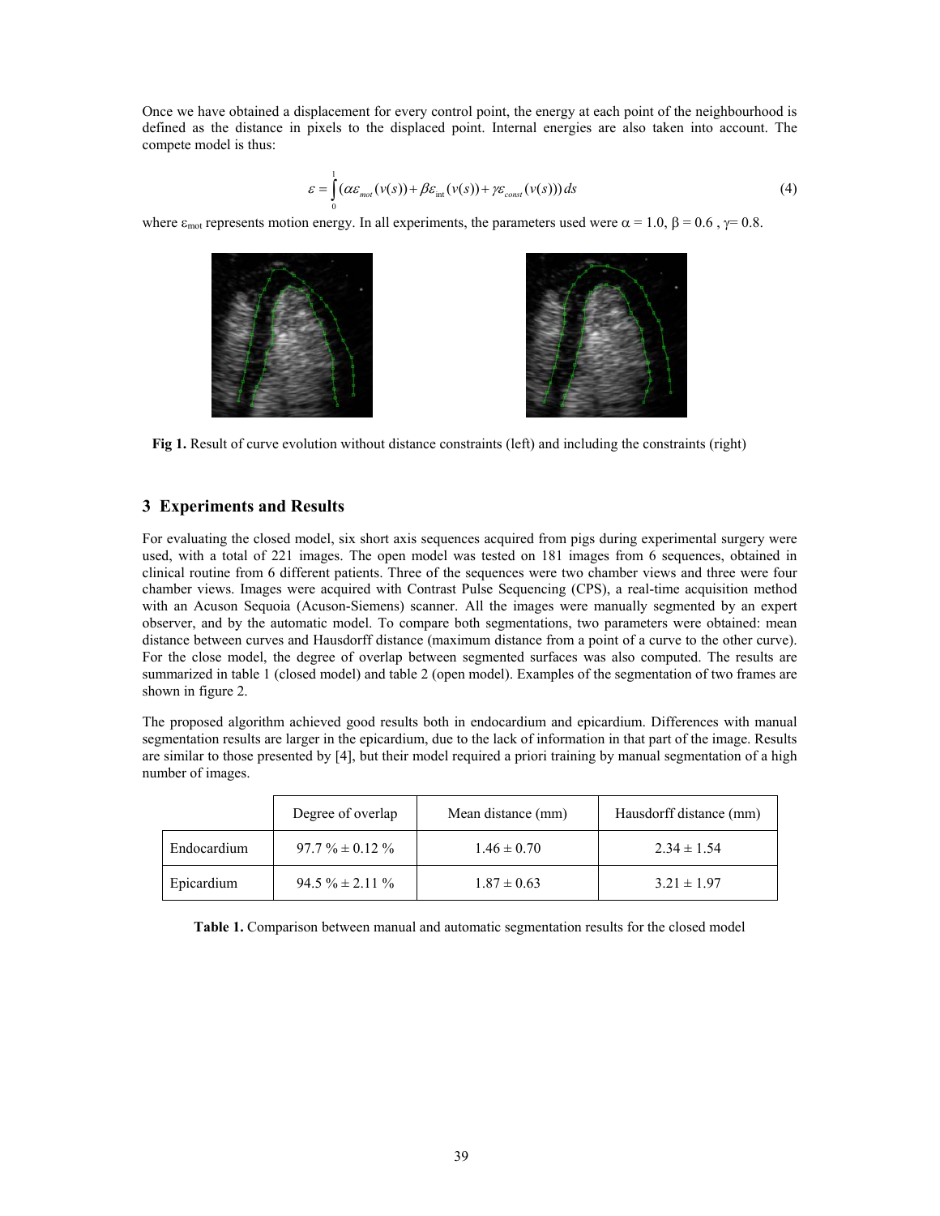Once we have obtained a displacement for every control point, the energy at each point of the neighbourhood is defined as the distance in pixels to the displaced point. Internal energies are also taken into account. The compete model is thus:

$$\varepsilon = \int_0^1 (\alpha \varepsilon_{mot}(v(s)) + \beta \varepsilon_{\text{int}}(v(s)) + \gamma \varepsilon_{const}(v(s)))\, ds \tag{4}$$

where $\varepsilon_{mot}$ represents motion energy. In all experiments, the parameters used were $\alpha = 1.0$, $\beta = 0.6$ , $\gamma = 0.8$.

**Fig 1.** Result of curve evolution without distance constraints (left) and including the constraints (right)

## 3 Experiments and Results

For evaluating the closed model, six short axis sequences acquired from pigs during experimental surgery were used, with a total of 221 images. The open model was tested on 181 images from 6 sequences, obtained in clinical routine from 6 different patients. Three of the sequences were two chamber views and three were four chamber views. Images were acquired with Contrast Pulse Sequencing (CPS), a real-time acquisition method with an Acuson Sequoia (Acuson-Siemens) scanner. All the images were manually segmented by an expert observer, and by the automatic model. To compare both segmentations, two parameters were obtained: mean distance between curves and Hausdorff distance (maximum distance from a point of a curve to the other curve). For the close model, the degree of overlap between segmented surfaces was also computed. The results are summarized in table 1 (closed model) and table 2 (open model). Examples of the segmentation of two frames are shown in figure 2.

The proposed algorithm achieved good results both in endocardium and epicardium. Differences with manual segmentation results are larger in the epicardium, due to the lack of information in that part of the image. Results are similar to those presented by [4], but their model required a priori training by manual segmentation of a high number of images.

| | Degree of overlap | Mean distance (mm) | Hausdorff distance (mm) |
|---|---|---|---|
| Endocardium | 97.7 % ± 0.12 % | 1.46 ± 0.70 | 2.34 ± 1.54 |
| Epicardium | 94.5 % ± 2.11 % | 1.87 ± 0.63 | 3.21 ± 1.97 |

**Table 1.** Comparison between manual and automatic segmentation results for the closed model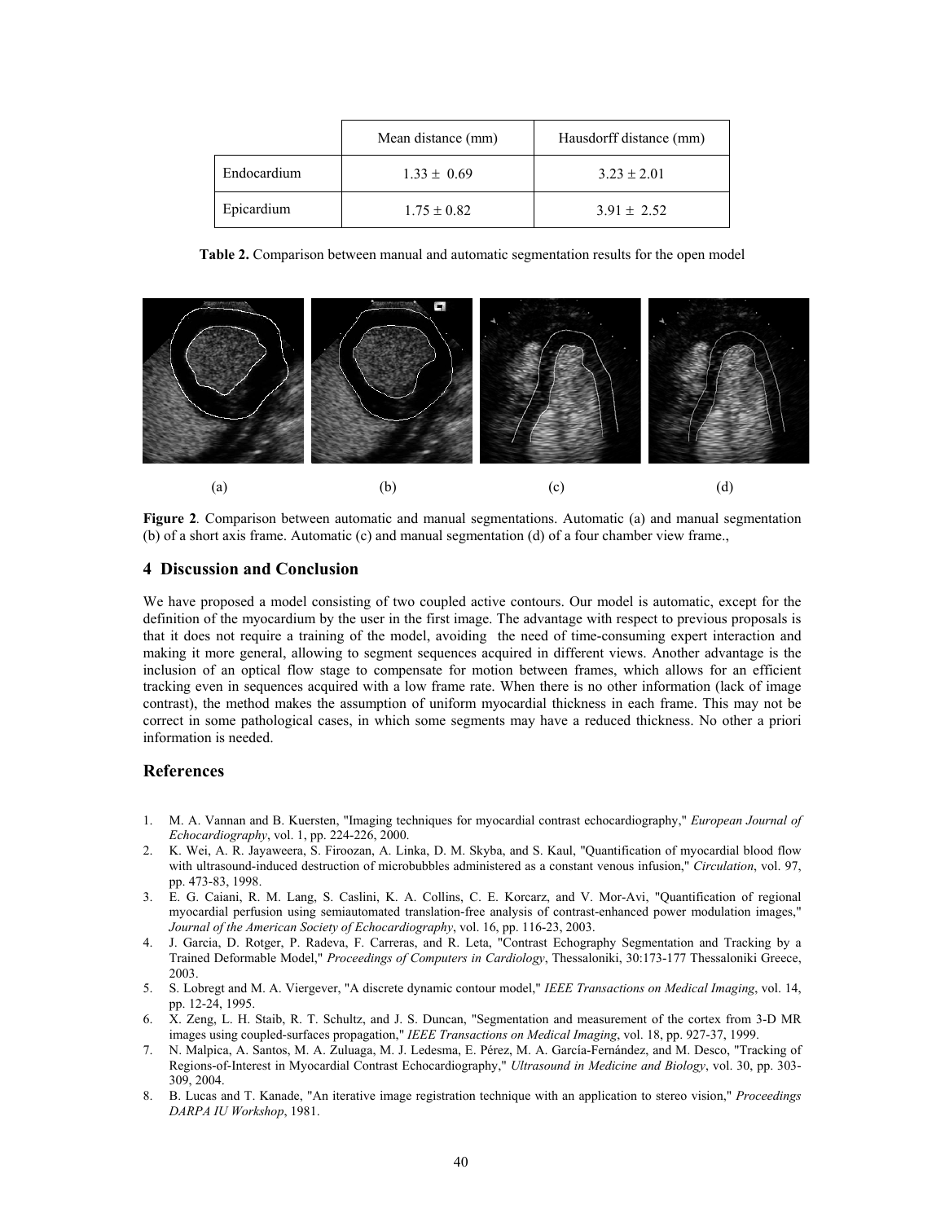| | Mean distance (mm) | Hausdorff distance (mm) |
| --- | --- | --- |
| Endocardium | $1.33 \pm 0.69$ | $3.23 \pm 2.01$ |
| Epicardium | $1.75 \pm 0.82$ | $3.91 \pm 2.52$ |

**Table 2.** Comparison between manual and automatic segmentation results for the open model

(a) (b) (c) (d)

**Figure 2***.* Comparison between automatic and manual segmentations. Automatic (a) and manual segmentation (b) of a short axis frame. Automatic (c) and manual segmentation (d) of a four chamber view frame.,

## 4 Discussion and Conclusion

We have proposed a model consisting of two coupled active contours. Our model is automatic, except for the definition of the myocardium by the user in the first image. The advantage with respect to previous proposals is that it does not require a training of the model, avoiding the need of time-consuming expert interaction and making it more general, allowing to segment sequences acquired in different views. Another advantage is the inclusion of an optical flow stage to compensate for motion between frames, which allows for an efficient tracking even in sequences acquired with a low frame rate. When there is no other information (lack of image contrast), the method makes the assumption of uniform myocardial thickness in each frame. This may not be correct in some pathological cases, in which some segments may have a reduced thickness. No other a priori information is needed.

## References

1. M. A. Vannan and B. Kuersten, "Imaging techniques for myocardial contrast echocardiography," *European Journal of Echocardiography*, vol. 1, pp. 224-226, 2000.
2. K. Wei, A. R. Jayaweera, S. Firoozan, A. Linka, D. M. Skyba, and S. Kaul, "Quantification of myocardial blood flow with ultrasound-induced destruction of microbubbles administered as a constant venous infusion," *Circulation*, vol. 97, pp. 473-83, 1998.
3. E. G. Caiani, R. M. Lang, S. Caslini, K. A. Collins, C. E. Korcarz, and V. Mor-Avi, "Quantification of regional myocardial perfusion using semiautomated translation-free analysis of contrast-enhanced power modulation images," *Journal of the American Society of Echocardiography*, vol. 16, pp. 116-23, 2003.
4. J. Garcia, D. Rotger, P. Radeva, F. Carreras, and R. Leta, "Contrast Echography Segmentation and Tracking by a Trained Deformable Model," *Proceedings of Computers in Cardiology*, Thessaloniki, 30:173-177 Thessaloniki Greece, 2003.
5. S. Lobregt and M. A. Viergever, "A discrete dynamic contour model," *IEEE Transactions on Medical Imaging*, vol. 14, pp. 12-24, 1995.
6. X. Zeng, L. H. Staib, R. T. Schultz, and J. S. Duncan, "Segmentation and measurement of the cortex from 3-D MR images using coupled-surfaces propagation," *IEEE Transactions on Medical Imaging*, vol. 18, pp. 927-37, 1999.
7. N. Malpica, A. Santos, M. A. Zuluaga, M. J. Ledesma, E. Pérez, M. A. García-Fernández, and M. Desco, "Tracking of Regions-of-Interest in Myocardial Contrast Echocardiography," *Ultrasound in Medicine and Biology*, vol. 30, pp. 303-309, 2004.
8. B. Lucas and T. Kanade, "An iterative image registration technique with an application to stereo vision," *Proceedings DARPA IU Workshop*, 1981.